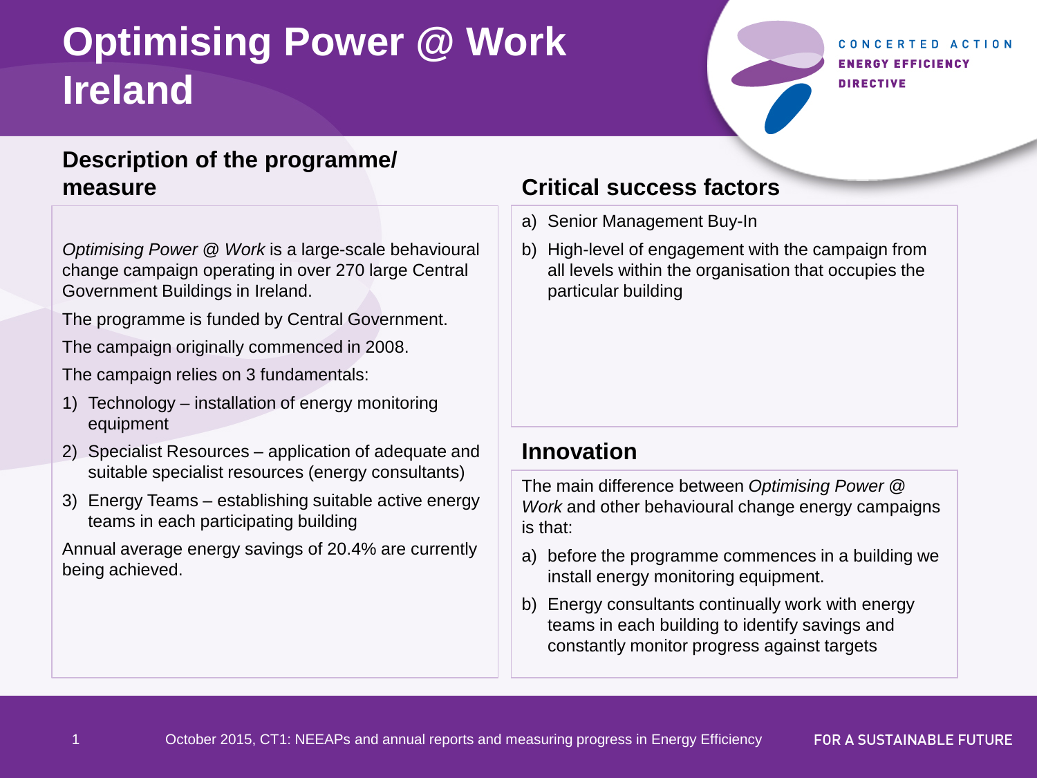# Optimising Power @ Work Ireland

CONCERTED ACTION ENERGY EFFICIENCY DIRECTIVE

## Description of the programme/ measure

*Optimising Power @ Work* is a large-scale behavioural change campaign operating in over 270 large Central Government Buildings in Ireland.

The programme is funded by Central Government.

The campaign originally commenced in 2008.

The campaign relies on 3 fundamentals:

1) Technology – installation of energy monitoring equipment
2) Specialist Resources – application of adequate and suitable specialist resources (energy consultants)
3) Energy Teams – establishing suitable active energy teams in each participating building

Annual average energy savings of 20.4% are currently being achieved.

## Critical success factors

a) Senior Management Buy-In
b) High-level of engagement with the campaign from all levels within the organisation that occupies the particular building

## Innovation

The main difference between *Optimising Power @ Work* and other behavioural change energy campaigns is that:

a) before the programme commences in a building we install energy monitoring equipment.
b) Energy consultants continually work with energy teams in each building to identify savings and constantly monitor progress against targets

October 2015, CT1: NEEAPs and annual reports and measuring progress in Energy Efficiency

FOR A SUSTAINABLE FUTURE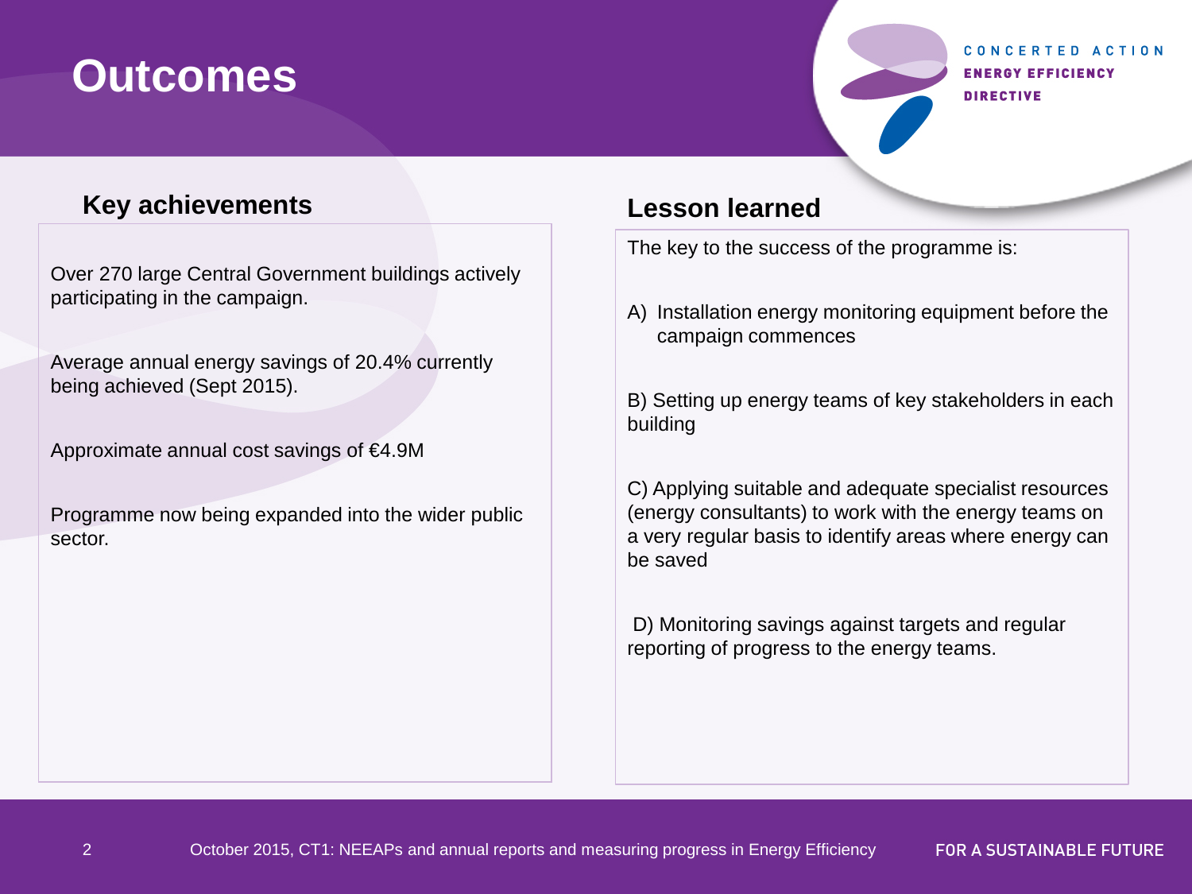# Outcomes

## Key achievements

Over 270 large Central Government buildings actively participating in the campaign.

Average annual energy savings of 20.4% currently being achieved (Sept 2015).

Approximate annual cost savings of €4.9M

Programme now being expanded into the wider public sector.

## Lesson learned

The key to the success of the programme is:

A) Installation energy monitoring equipment before the campaign commences

B) Setting up energy teams of key stakeholders in each building

C) Applying suitable and adequate specialist resources (energy consultants) to work with the energy teams on a very regular basis to identify areas where energy can be saved

D) Monitoring savings against targets and regular reporting of progress to the energy teams.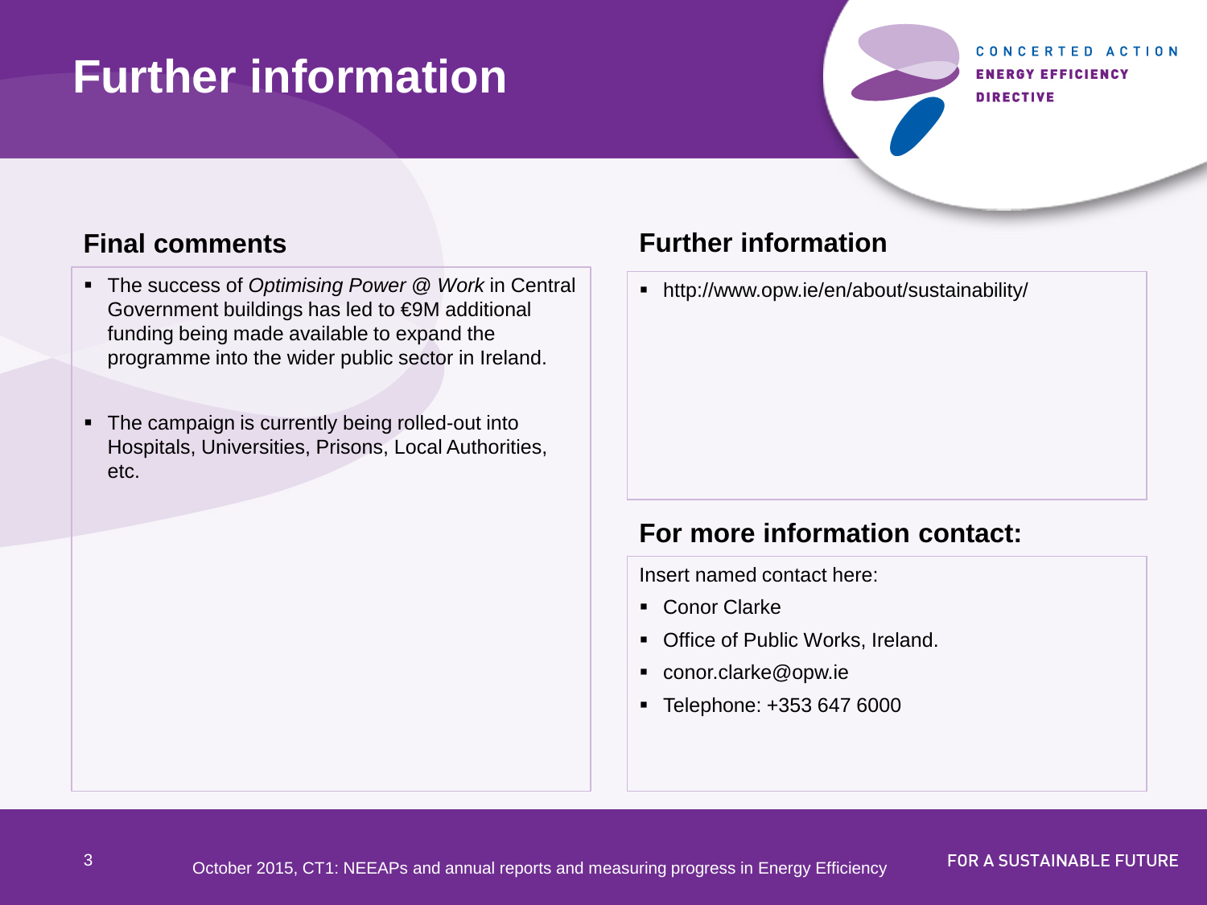# Further information

CONCERTED ACTION
ENERGY EFFICIENCY
DIRECTIVE

## Final comments

- The success of *Optimising Power @ Work* in Central Government buildings has led to €9M additional funding being made available to expand the programme into the wider public sector in Ireland.
- The campaign is currently being rolled-out into Hospitals, Universities, Prisons, Local Authorities, etc.

## Further information

- http://www.opw.ie/en/about/sustainability/

## For more information contact:

Insert named contact here:

- Conor Clarke
- Office of Public Works, Ireland.
- conor.clarke@opw.ie
- Telephone: +353 647 6000

October 2015, CT1: NEEAPs and annual reports and measuring progress in Energy Efficiency

FOR A SUSTAINABLE FUTURE